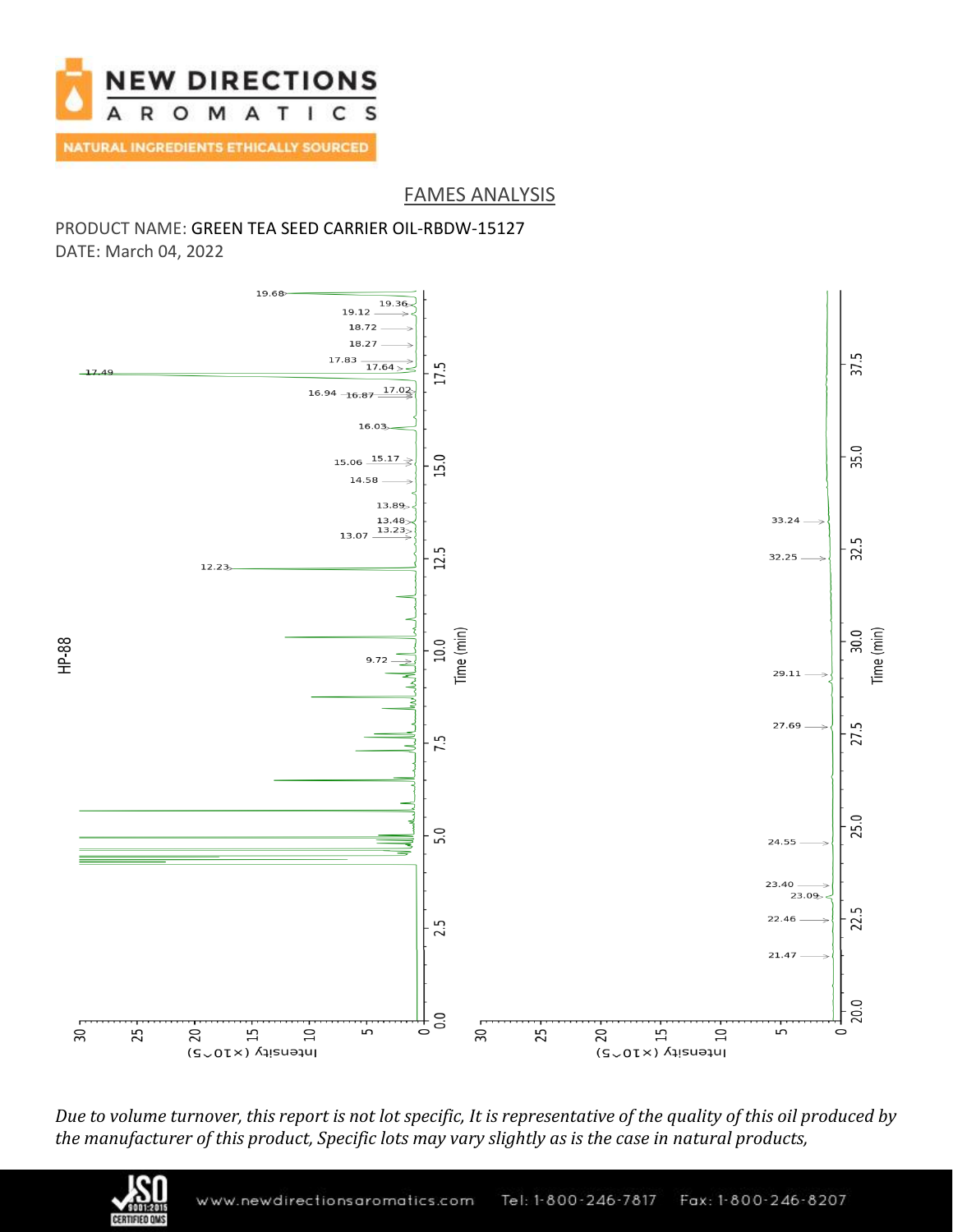# FAMES ANALYSIS

PRODUCT NAME: GREEN TEA SEED CARRIER OIL-RBDW-15127

DATE: March 04, 2022

HP-88

19.68
19.36
19.12
18.72
18.27
17.83
17.64
17.49
17.02
16.94
16.87
16.03
15.17
15.06
14.58
13.89
13.48
13.23
13.07
12.23
9.72

33.24
32.25
29.11
27.69
24.55
23.40
23.09
22.46
21.47

Time (min)

Intensity (x10^5)

*Due to volume turnover, this report is not lot specific, It is representative of the quality of this oil produced by the manufacturer of this product, Specific lots may vary slightly as is the case in natural products,*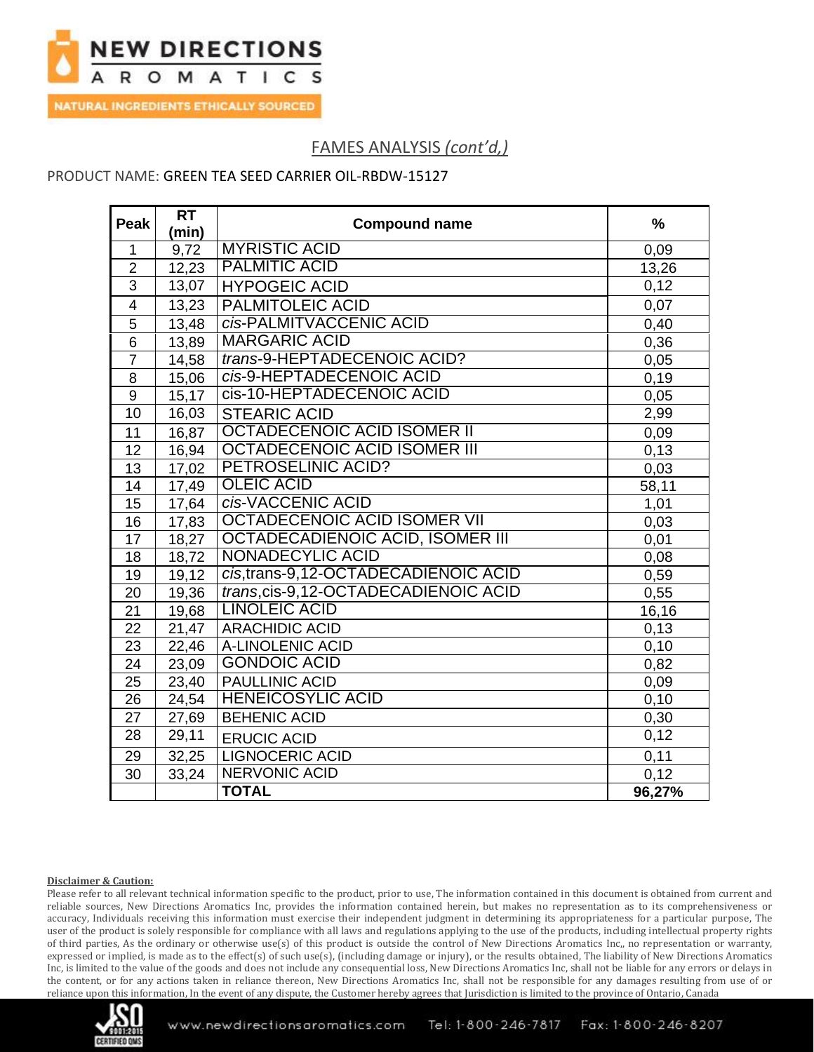## FAMES ANALYSIS *(cont'd,)*

PRODUCT NAME: GREEN TEA SEED CARRIER OIL-RBDW-15127

| Peak | RT (min) | Compound name | % |
|---|---|---|---|
| 1 | 9,72 | MYRISTIC ACID | 0,09 |
| 2 | 12,23 | PALMITIC ACID | 13,26 |
| 3 | 13,07 | HYPOGEIC ACID | 0,12 |
| 4 | 13,23 | PALMITOLEIC ACID | 0,07 |
| 5 | 13,48 | *cis*-PALMITVACCENIC ACID | 0,40 |
| 6 | 13,89 | MARGARIC ACID | 0,36 |
| 7 | 14,58 | *trans*-9-HEPTADECENOIC ACID? | 0,05 |
| 8 | 15,06 | *cis*-9-HEPTADECENOIC ACID | 0,19 |
| 9 | 15,17 | cis-10-HEPTADECENOIC ACID | 0,05 |
| 10 | 16,03 | STEARIC ACID | 2,99 |
| 11 | 16,87 | OCTADECENOIC ACID ISOMER II | 0,09 |
| 12 | 16,94 | OCTADECENOIC ACID ISOMER III | 0,13 |
| 13 | 17,02 | PETROSELINIC ACID? | 0,03 |
| 14 | 17,49 | OLEIC ACID | 58,11 |
| 15 | 17,64 | *cis*-VACCENIC ACID | 1,01 |
| 16 | 17,83 | OCTADECENOIC ACID ISOMER VII | 0,03 |
| 17 | 18,27 | OCTADECADIENOIC ACID, ISOMER III | 0,01 |
| 18 | 18,72 | NONADECYLIC ACID | 0,08 |
| 19 | 19,12 | *cis*,trans-9,12-OCTADECADIENOIC ACID | 0,59 |
| 20 | 19,36 | *trans*,cis-9,12-OCTADECADIENOIC ACID | 0,55 |
| 21 | 19,68 | LINOLEIC ACID | 16,16 |
| 22 | 21,47 | ARACHIDIC ACID | 0,13 |
| 23 | 22,46 | A-LINOLENIC ACID | 0,10 |
| 24 | 23,09 | GONDOIC ACID | 0,82 |
| 25 | 23,40 | PAULLINIC ACID | 0,09 |
| 26 | 24,54 | HENEICOSYLIC ACID | 0,10 |
| 27 | 27,69 | BEHENIC ACID | 0,30 |
| 28 | 29,11 | ERUCIC ACID | 0,12 |
| 29 | 32,25 | LIGNOCERIC ACID | 0,11 |
| 30 | 33,24 | NERVONIC ACID | 0,12 |
| | | **TOTAL** | **96,27%** |

**Disclaimer & Caution:**

Please refer to all relevant technical information specific to the product, prior to use, The information contained in this document is obtained from current and reliable sources, New Directions Aromatics Inc, provides the information contained herein, but makes no representation as to its comprehensiveness or accuracy, Individuals receiving this information must exercise their independent judgment in determining its appropriateness for a particular purpose, The user of the product is solely responsible for compliance with all laws and regulations applying to the use of the products, including intellectual property rights of third parties, As the ordinary or otherwise use(s) of this product is outside the control of New Directions Aromatics Inc,, no representation or warranty, expressed or implied, is made as to the effect(s) of such use(s), (including damage or injury), or the results obtained, The liability of New Directions Aromatics Inc, is limited to the value of the goods and does not include any consequential loss, New Directions Aromatics Inc, shall not be liable for any errors or delays in the content, or for any actions taken in reliance thereon, New Directions Aromatics Inc, shall not be responsible for any damages resulting from use of or reliance upon this information, In the event of any dispute, the Customer hereby agrees that Jurisdiction is limited to the province of Ontario, Canada